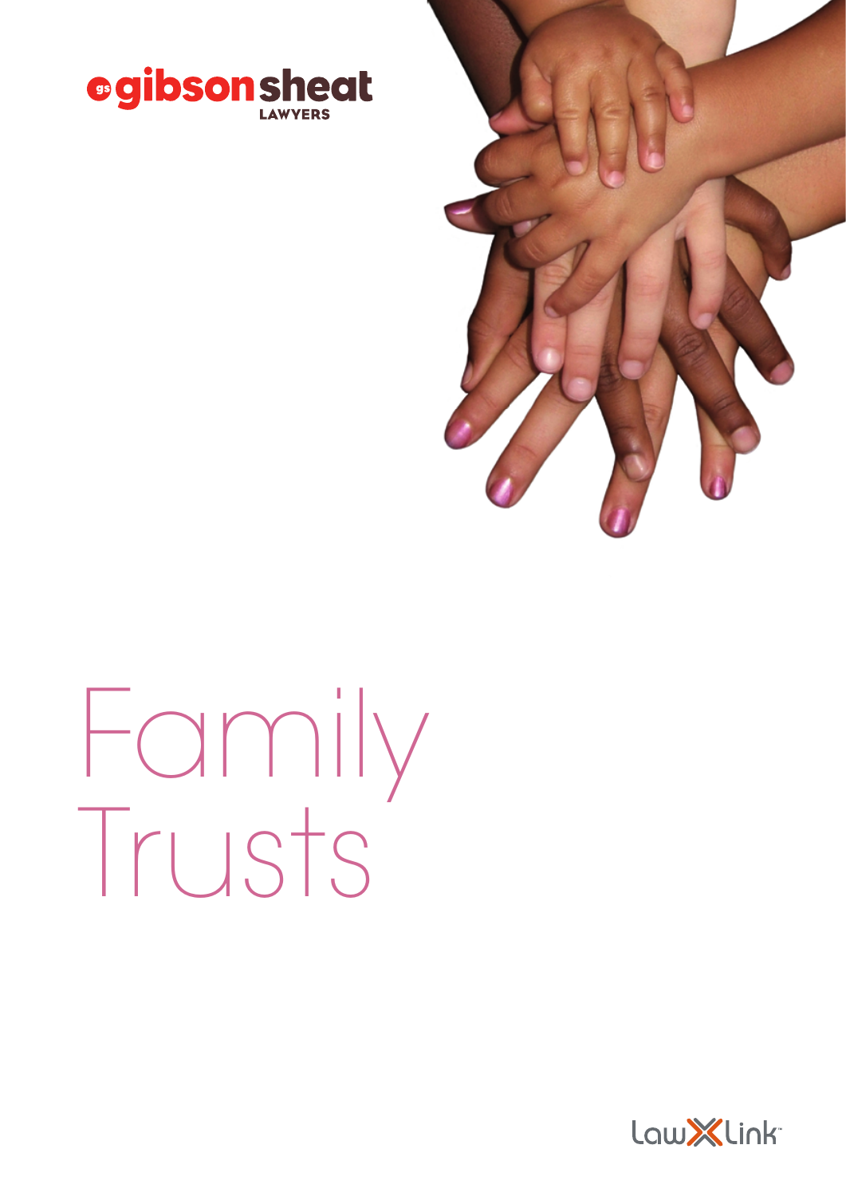gibson sheat

LAWYERS

# Family Trusts

LawLink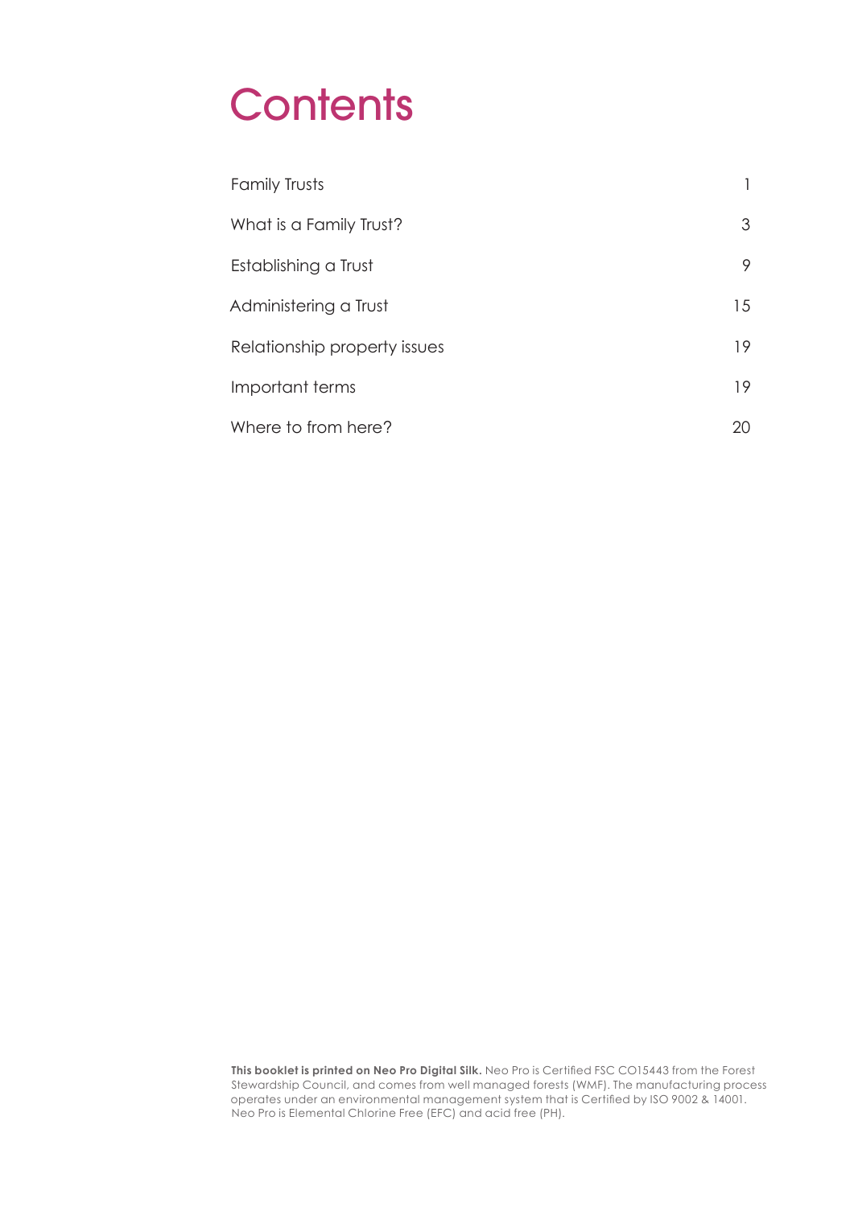# Contents

| | |
|---|---|
| Family Trusts | 1 |
| What is a Family Trust? | 3 |
| Establishing a Trust | 9 |
| Administering a Trust | 15 |
| Relationship property issues | 19 |
| Important terms | 19 |
| Where to from here? | 20 |

**This booklet is printed on Neo Pro Digital Silk.** Neo Pro is Certified FSC CO15443 from the Forest Stewardship Council, and comes from well managed forests (WMF). The manufacturing process operates under an environmental management system that is Certified by ISO 9002 & 14001. Neo Pro is Elemental Chlorine Free (EFC) and acid free (PH).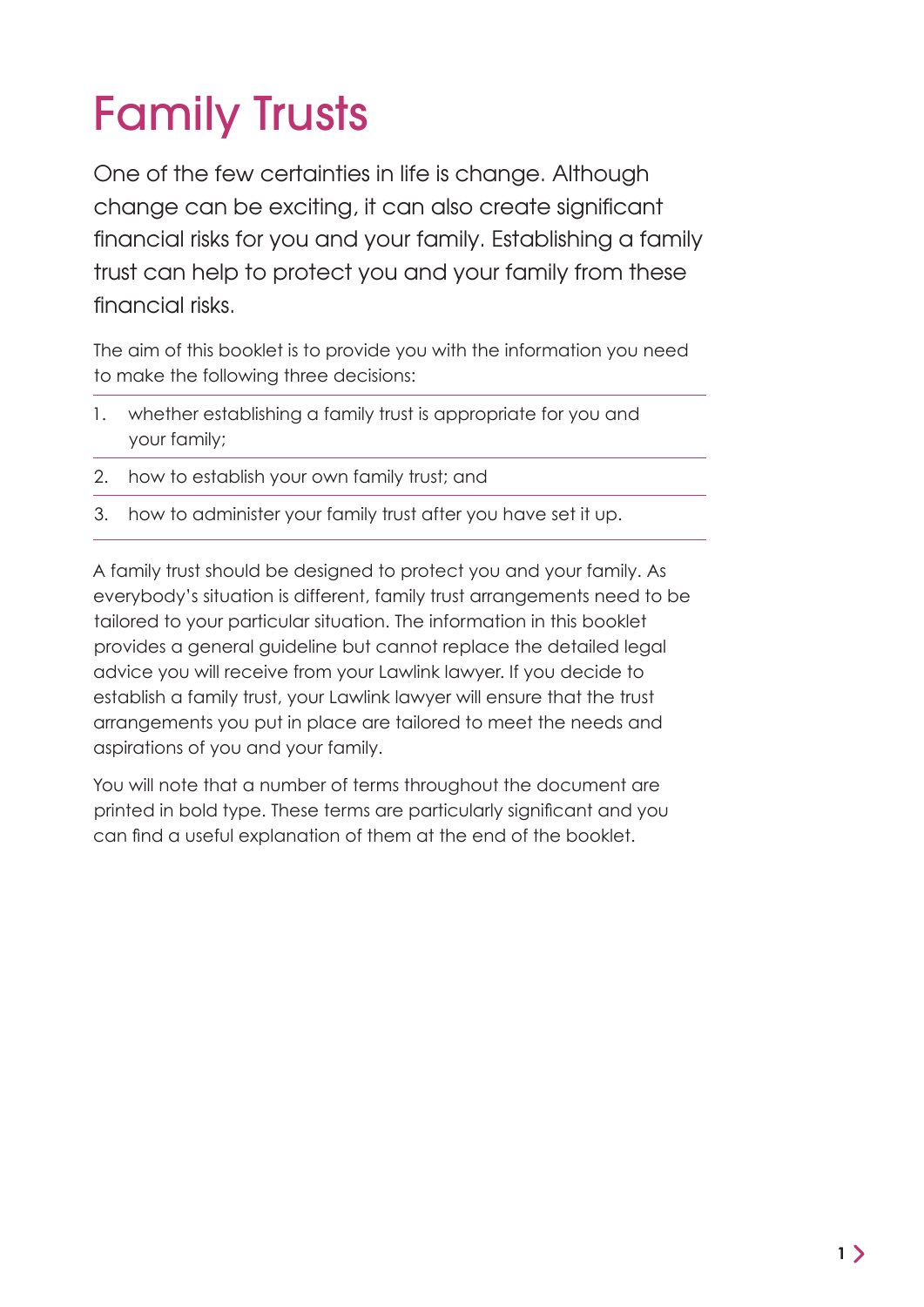# Family Trusts

One of the few certainties in life is change. Although change can be exciting, it can also create significant financial risks for you and your family. Establishing a family trust can help to protect you and your family from these financial risks.

The aim of this booklet is to provide you with the information you need to make the following three decisions:

1. whether establishing a family trust is appropriate for you and your family;
2. how to establish your own family trust; and
3. how to administer your family trust after you have set it up.

A family trust should be designed to protect you and your family. As everybody's situation is different, family trust arrangements need to be tailored to your particular situation. The information in this booklet provides a general guideline but cannot replace the detailed legal advice you will receive from your Lawlink lawyer. If you decide to establish a family trust, your Lawlink lawyer will ensure that the trust arrangements you put in place are tailored to meet the needs and aspirations of you and your family.

You will note that a number of terms throughout the document are printed in bold type. These terms are particularly significant and you can find a useful explanation of them at the end of the booklet.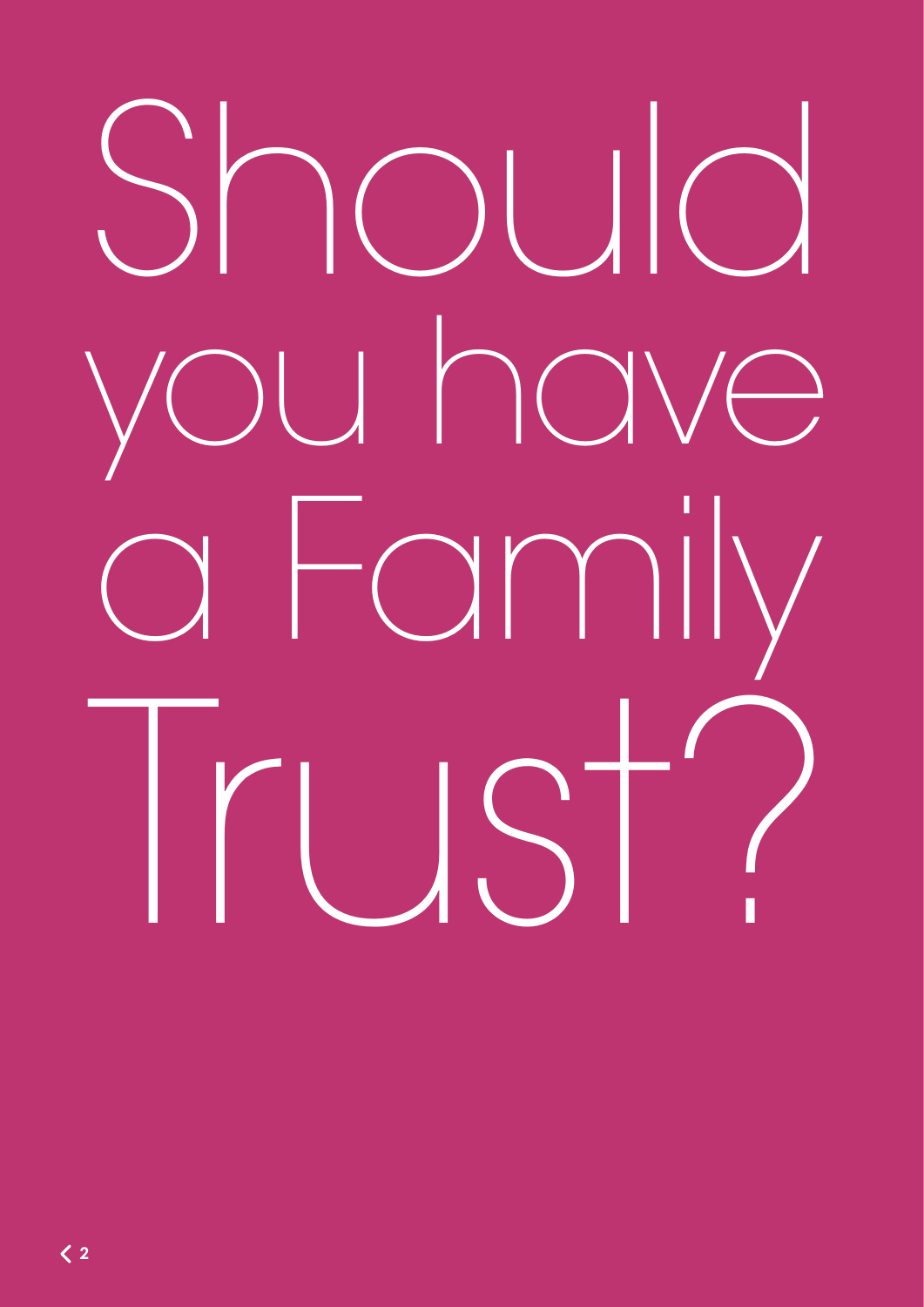# Should you have a Family Trust?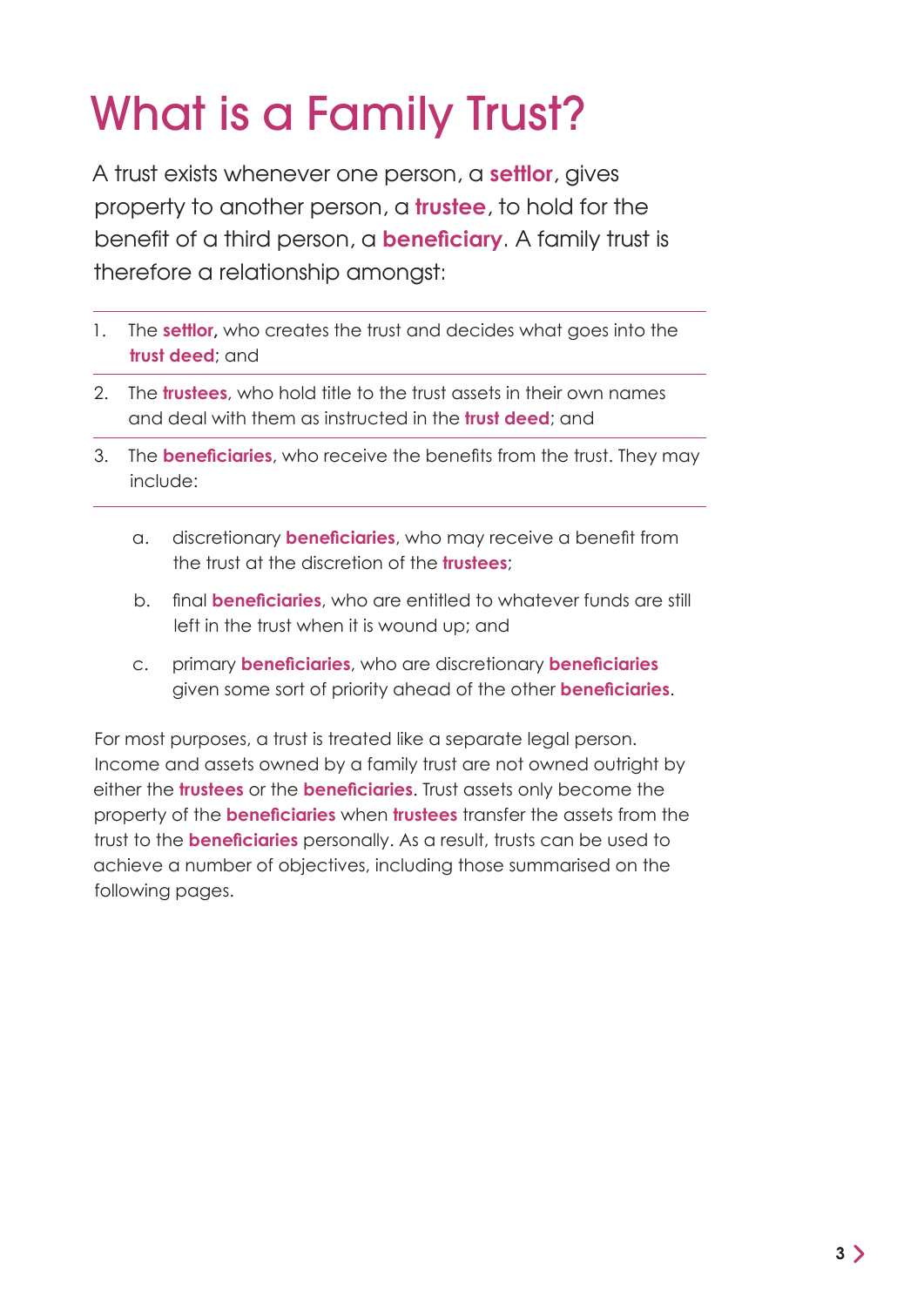# What is a Family Trust?

A trust exists whenever one person, a **settlor**, gives property to another person, a **trustee**, to hold for the benefit of a third person, a **beneficiary**. A family trust is therefore a relationship amongst:

1. The **settlor,** who creates the trust and decides what goes into the **trust deed**; and
2. The **trustees**, who hold title to the trust assets in their own names and deal with them as instructed in the **trust deed**; and
3. The **beneficiaries**, who receive the benefits from the trust. They may include:

    a. discretionary **beneficiaries**, who may receive a benefit from the trust at the discretion of the **trustees**;

    b. final **beneficiaries**, who are entitled to whatever funds are still left in the trust when it is wound up; and

    c. primary **beneficiaries**, who are discretionary **beneficiaries** given some sort of priority ahead of the other **beneficiaries**.

For most purposes, a trust is treated like a separate legal person. Income and assets owned by a family trust are not owned outright by either the **trustees** or the **beneficiaries**. Trust assets only become the property of the **beneficiaries** when **trustees** transfer the assets from the trust to the **beneficiaries** personally. As a result, trusts can be used to achieve a number of objectives, including those summarised on the following pages.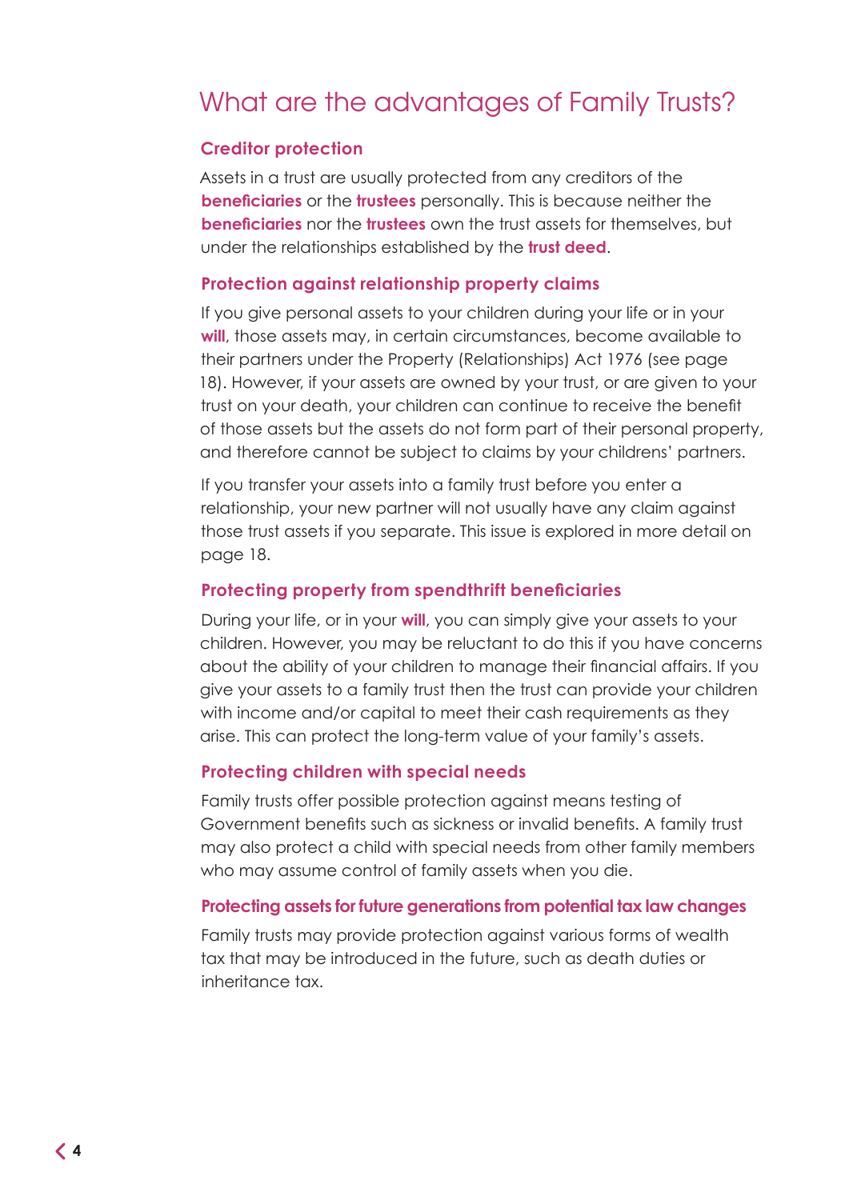# What are the advantages of Family Trusts?

## Creditor protection

Assets in a trust are usually protected from any creditors of the **beneficiaries** or the **trustees** personally. This is because neither the **beneficiaries** nor the **trustees** own the trust assets for themselves, but under the relationships established by the **trust deed**.

## Protection against relationship property claims

If you give personal assets to your children during your life or in your **will**, those assets may, in certain circumstances, become available to their partners under the Property (Relationships) Act 1976 (see page 18). However, if your assets are owned by your trust, or are given to your trust on your death, your children can continue to receive the benefit of those assets but the assets do not form part of their personal property, and therefore cannot be subject to claims by your childrens' partners.

If you transfer your assets into a family trust before you enter a relationship, your new partner will not usually have any claim against those trust assets if you separate. This issue is explored in more detail on page 18.

## Protecting property from spendthrift beneficiaries

During your life, or in your **will**, you can simply give your assets to your children. However, you may be reluctant to do this if you have concerns about the ability of your children to manage their financial affairs. If you give your assets to a family trust then the trust can provide your children with income and/or capital to meet their cash requirements as they arise. This can protect the long-term value of your family's assets.

## Protecting children with special needs

Family trusts offer possible protection against means testing of Government benefits such as sickness or invalid benefits. A family trust may also protect a child with special needs from other family members who may assume control of family assets when you die.

## Protecting assets for future generations from potential tax law changes

Family trusts may provide protection against various forms of wealth tax that may be introduced in the future, such as death duties or inheritance tax.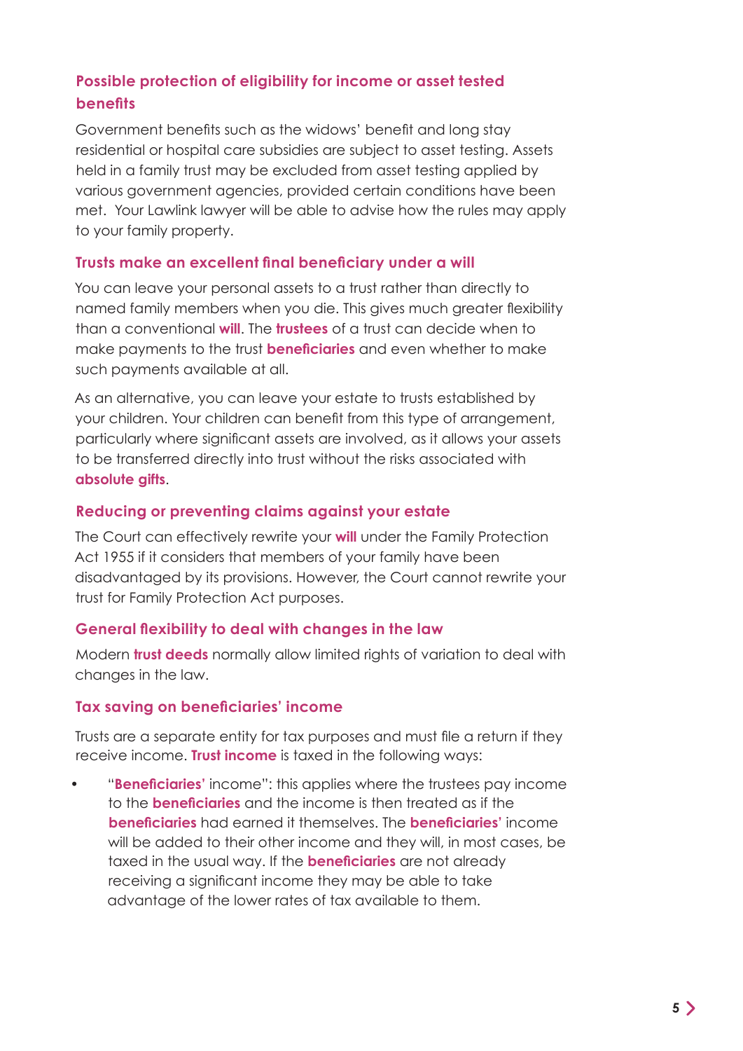### Possible protection of eligibility for income or asset tested benefits

Government benefits such as the widows' benefit and long stay residential or hospital care subsidies are subject to asset testing. Assets held in a family trust may be excluded from asset testing applied by various government agencies, provided certain conditions have been met. Your Lawlink lawyer will be able to advise how the rules may apply to your family property.

### Trusts make an excellent final beneficiary under a will

You can leave your personal assets to a trust rather than directly to named family members when you die. This gives much greater flexibility than a conventional **will**. The **trustees** of a trust can decide when to make payments to the trust **beneficiaries** and even whether to make such payments available at all.

As an alternative, you can leave your estate to trusts established by your children. Your children can benefit from this type of arrangement, particularly where significant assets are involved, as it allows your assets to be transferred directly into trust without the risks associated with **absolute gifts**.

### Reducing or preventing claims against your estate

The Court can effectively rewrite your **will** under the Family Protection Act 1955 if it considers that members of your family have been disadvantaged by its provisions. However, the Court cannot rewrite your trust for Family Protection Act purposes.

### General flexibility to deal with changes in the law

Modern **trust deeds** normally allow limited rights of variation to deal with changes in the law.

### Tax saving on beneficiaries' income

Trusts are a separate entity for tax purposes and must file a return if they receive income. **Trust income** is taxed in the following ways:

- "**Beneficiaries'** income": this applies where the trustees pay income to the **beneficiaries** and the income is then treated as if the **beneficiaries** had earned it themselves. The **beneficiaries'** income will be added to their other income and they will, in most cases, be taxed in the usual way. If the **beneficiaries** are not already receiving a significant income they may be able to take advantage of the lower rates of tax available to them.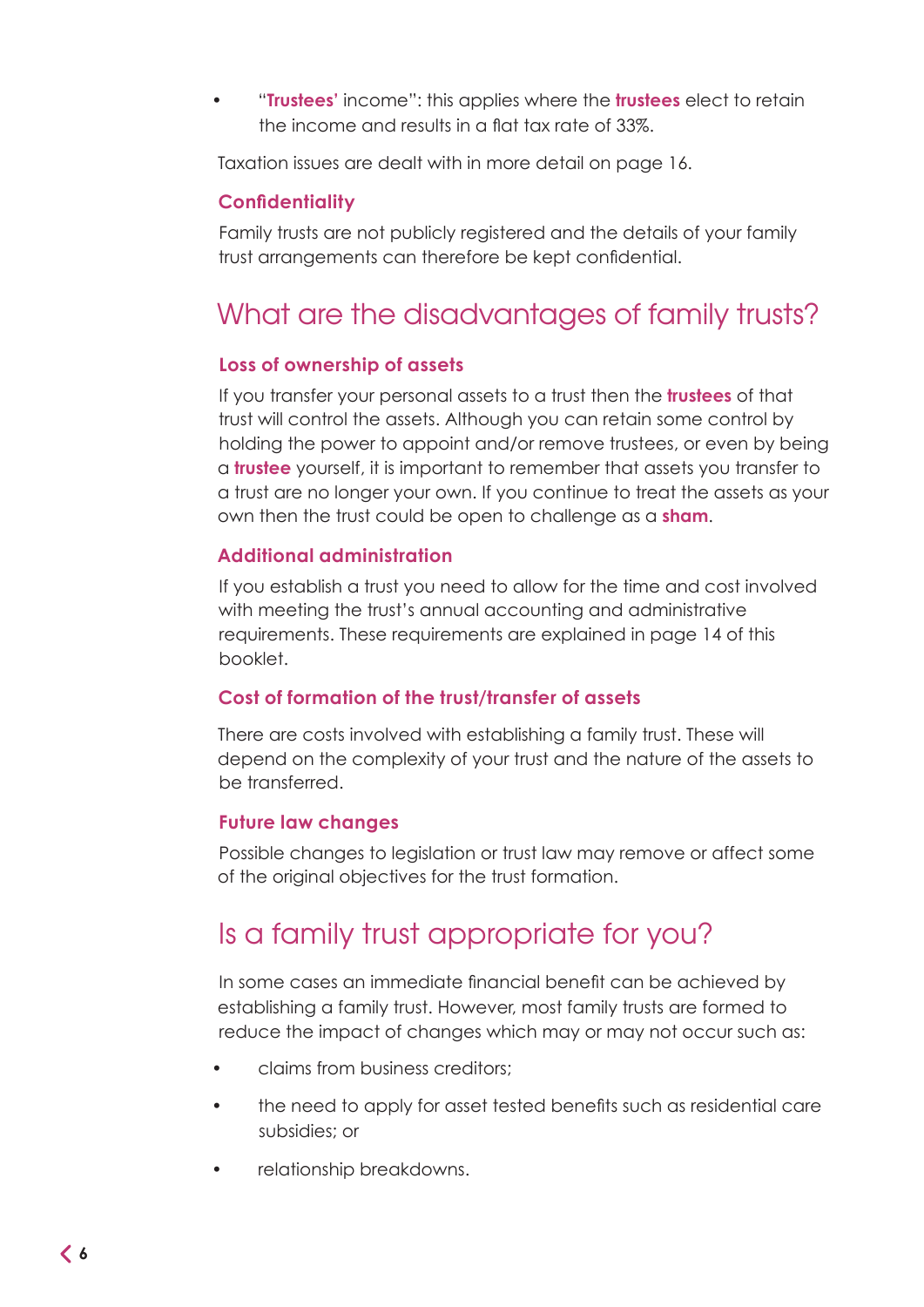- "**Trustees'** income": this applies where the **trustees** elect to retain the income and results in a flat tax rate of 33%.

Taxation issues are dealt with in more detail on page 16.

### Confidentiality

Family trusts are not publicly registered and the details of your family trust arrangements can therefore be kept confidential.

## What are the disadvantages of family trusts?

### Loss of ownership of assets

If you transfer your personal assets to a trust then the **trustees** of that trust will control the assets. Although you can retain some control by holding the power to appoint and/or remove trustees, or even by being a **trustee** yourself, it is important to remember that assets you transfer to a trust are no longer your own. If you continue to treat the assets as your own then the trust could be open to challenge as a **sham**.

### Additional administration

If you establish a trust you need to allow for the time and cost involved with meeting the trust's annual accounting and administrative requirements. These requirements are explained in page 14 of this booklet.

### Cost of formation of the trust/transfer of assets

There are costs involved with establishing a family trust. These will depend on the complexity of your trust and the nature of the assets to be transferred.

### Future law changes

Possible changes to legislation or trust law may remove or affect some of the original objectives for the trust formation.

## Is a family trust appropriate for you?

In some cases an immediate financial benefit can be achieved by establishing a family trust. However, most family trusts are formed to reduce the impact of changes which may or may not occur such as:

- claims from business creditors;
- the need to apply for asset tested benefits such as residential care subsidies; or
- relationship breakdowns.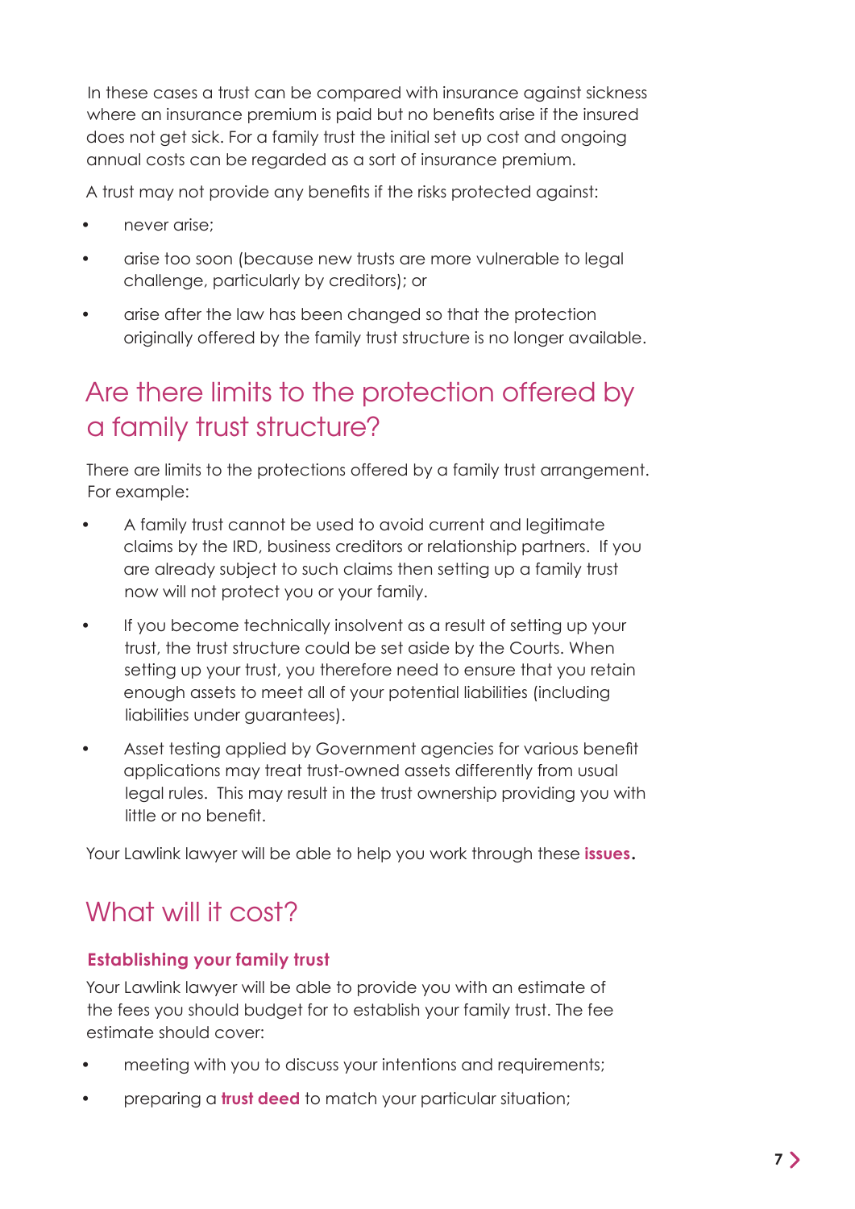In these cases a trust can be compared with insurance against sickness where an insurance premium is paid but no benefits arise if the insured does not get sick. For a family trust the initial set up cost and ongoing annual costs can be regarded as a sort of insurance premium.

A trust may not provide any benefits if the risks protected against:

- never arise;
- arise too soon (because new trusts are more vulnerable to legal challenge, particularly by creditors); or
- arise after the law has been changed so that the protection originally offered by the family trust structure is no longer available.

## Are there limits to the protection offered by a family trust structure?

There are limits to the protections offered by a family trust arrangement. For example:

- A family trust cannot be used to avoid current and legitimate claims by the IRD, business creditors or relationship partners. If you are already subject to such claims then setting up a family trust now will not protect you or your family.
- If you become technically insolvent as a result of setting up your trust, the trust structure could be set aside by the Courts. When setting up your trust, you therefore need to ensure that you retain enough assets to meet all of your potential liabilities (including liabilities under guarantees).
- Asset testing applied by Government agencies for various benefit applications may treat trust-owned assets differently from usual legal rules. This may result in the trust ownership providing you with little or no benefit.

Your Lawlink lawyer will be able to help you work through these **issues.**

## What will it cost?

### Establishing your family trust

Your Lawlink lawyer will be able to provide you with an estimate of the fees you should budget for to establish your family trust. The fee estimate should cover:

- meeting with you to discuss your intentions and requirements;
- preparing a **trust deed** to match your particular situation;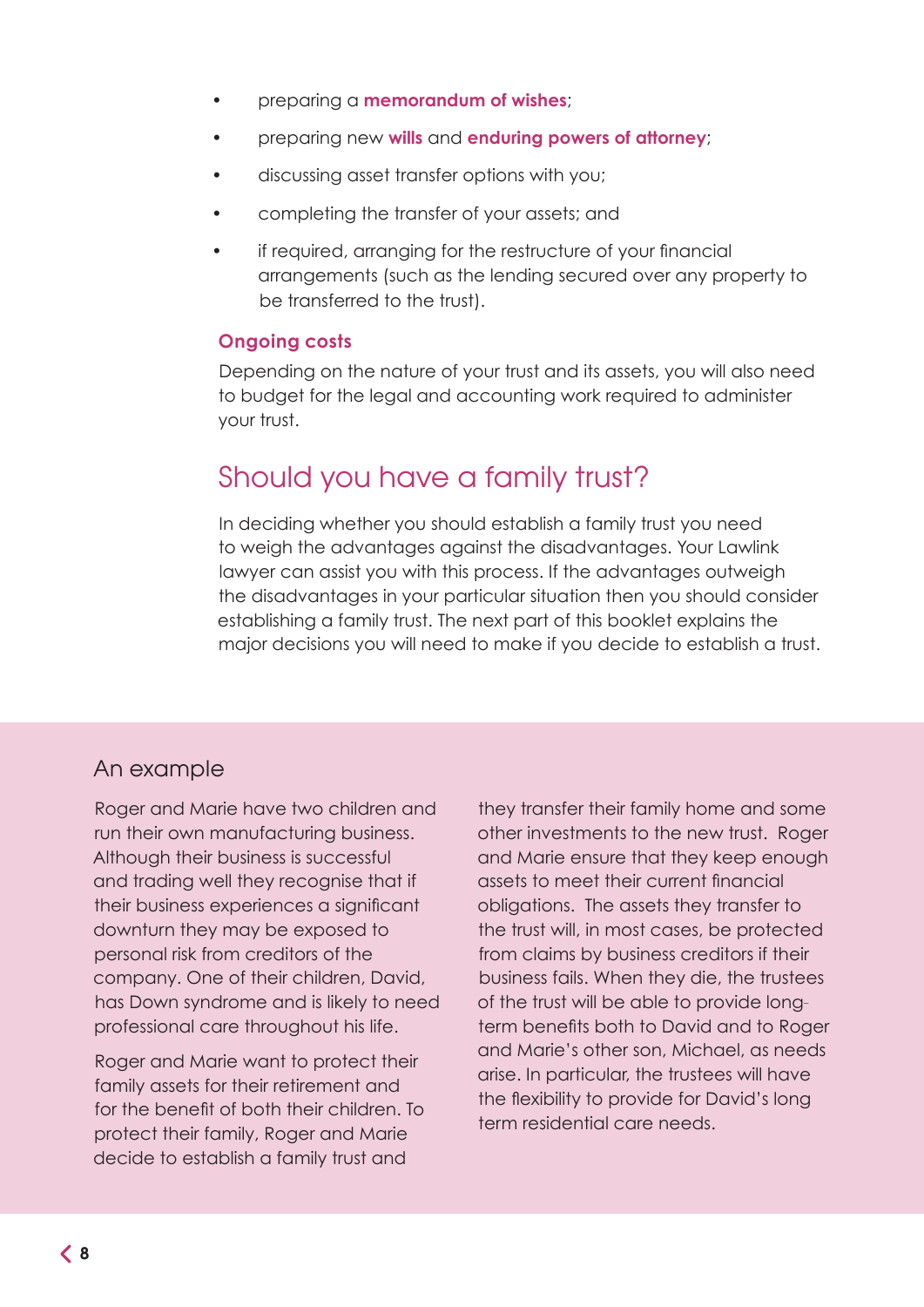- preparing a **memorandum of wishes**;
- preparing new **wills** and **enduring powers of attorney**;
- discussing asset transfer options with you;
- completing the transfer of your assets; and
- if required, arranging for the restructure of your financial arrangements (such as the lending secured over any property to be transferred to the trust).

### Ongoing costs

Depending on the nature of your trust and its assets, you will also need to budget for the legal and accounting work required to administer your trust.

## Should you have a family trust?

In deciding whether you should establish a family trust you need to weigh the advantages against the disadvantages. Your Lawlink lawyer can assist you with this process. If the advantages outweigh the disadvantages in your particular situation then you should consider establishing a family trust. The next part of this booklet explains the major decisions you will need to make if you decide to establish a trust.

### An example

Roger and Marie have two children and run their own manufacturing business. Although their business is successful and trading well they recognise that if their business experiences a significant downturn they may be exposed to personal risk from creditors of the company. One of their children, David, has Down syndrome and is likely to need professional care throughout his life.

Roger and Marie want to protect their family assets for their retirement and for the benefit of both their children. To protect their family, Roger and Marie decide to establish a family trust and they transfer their family home and some other investments to the new trust. Roger and Marie ensure that they keep enough assets to meet their current financial obligations. The assets they transfer to the trust will, in most cases, be protected from claims by business creditors if their business fails. When they die, the trustees of the trust will be able to provide long-term benefits both to David and to Roger and Marie's other son, Michael, as needs arise. In particular, the trustees will have the flexibility to provide for David's long term residential care needs.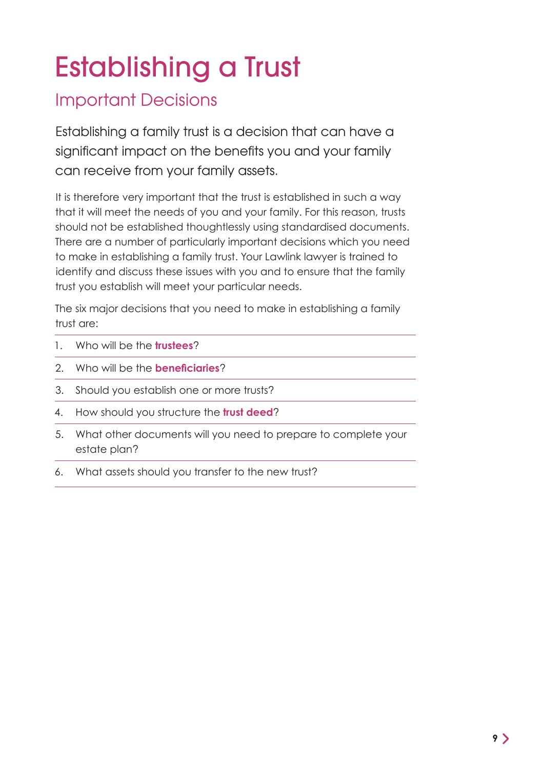# Establishing a Trust

## Important Decisions

Establishing a family trust is a decision that can have a significant impact on the benefits you and your family can receive from your family assets.

It is therefore very important that the trust is established in such a way that it will meet the needs of you and your family. For this reason, trusts should not be established thoughtlessly using standardised documents. There are a number of particularly important decisions which you need to make in establishing a family trust. Your Lawlink lawyer is trained to identify and discuss these issues with you and to ensure that the family trust you establish will meet your particular needs.

The six major decisions that you need to make in establishing a family trust are:

1. Who will be the **trustees**?
2. Who will be the **beneficiaries**?
3. Should you establish one or more trusts?
4. How should you structure the **trust deed**?
5. What other documents will you need to prepare to complete your estate plan?
6. What assets should you transfer to the new trust?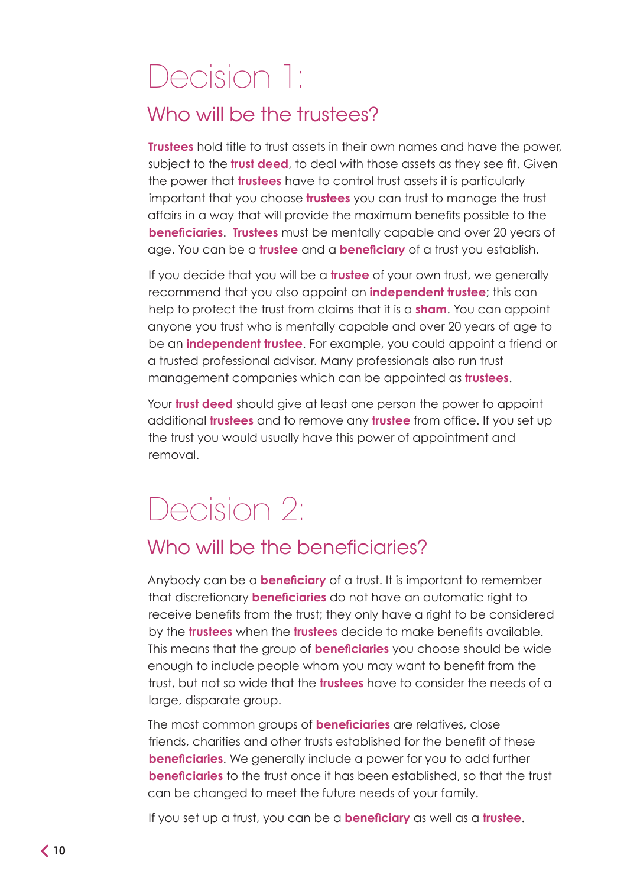# Decision 1:

## Who will be the trustees?

**Trustees** hold title to trust assets in their own names and have the power, subject to the **trust deed**, to deal with those assets as they see fit. Given the power that **trustees** have to control trust assets it is particularly important that you choose **trustees** you can trust to manage the trust affairs in a way that will provide the maximum benefits possible to the **beneficiaries**. **Trustees** must be mentally capable and over 20 years of age. You can be a **trustee** and a **beneficiary** of a trust you establish.

If you decide that you will be a **trustee** of your own trust, we generally recommend that you also appoint an **independent trustee**; this can help to protect the trust from claims that it is a **sham**. You can appoint anyone you trust who is mentally capable and over 20 years of age to be an **independent trustee**. For example, you could appoint a friend or a trusted professional advisor. Many professionals also run trust management companies which can be appointed as **trustees**.

Your **trust deed** should give at least one person the power to appoint additional **trustees** and to remove any **trustee** from office. If you set up the trust you would usually have this power of appointment and removal.

# Decision 2:

## Who will be the beneficiaries?

Anybody can be a **beneficiary** of a trust. It is important to remember that discretionary **beneficiaries** do not have an automatic right to receive benefits from the trust; they only have a right to be considered by the **trustees** when the **trustees** decide to make benefits available. This means that the group of **beneficiaries** you choose should be wide enough to include people whom you may want to benefit from the trust, but not so wide that the **trustees** have to consider the needs of a large, disparate group.

The most common groups of **beneficiaries** are relatives, close friends, charities and other trusts established for the benefit of these **beneficiaries**. We generally include a power for you to add further **beneficiaries** to the trust once it has been established, so that the trust can be changed to meet the future needs of your family.

If you set up a trust, you can be a **beneficiary** as well as a **trustee**.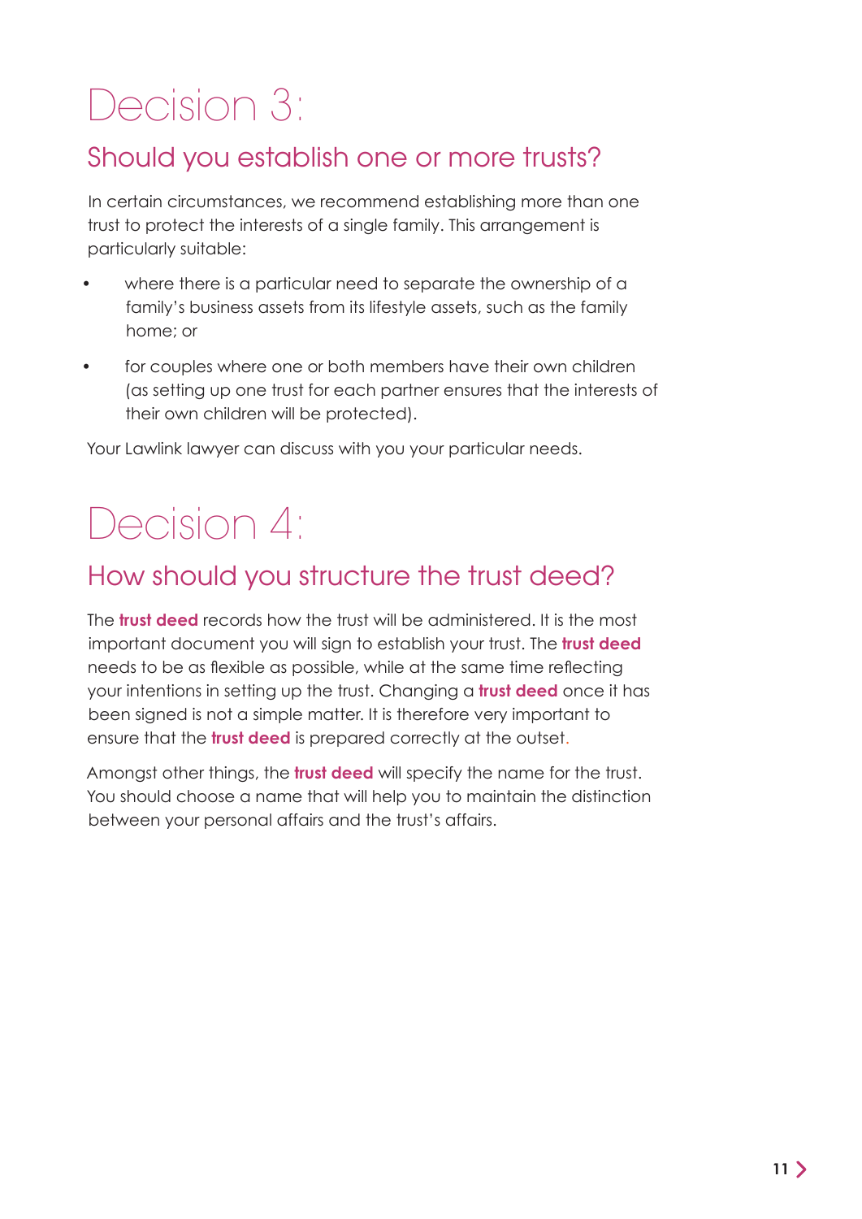# Decision 3:

## Should you establish one or more trusts?

In certain circumstances, we recommend establishing more than one trust to protect the interests of a single family. This arrangement is particularly suitable:

- where there is a particular need to separate the ownership of a family's business assets from its lifestyle assets, such as the family home; or
- for couples where one or both members have their own children (as setting up one trust for each partner ensures that the interests of their own children will be protected).

Your Lawlink lawyer can discuss with you your particular needs.

# Decision 4:

## How should you structure the trust deed?

The **trust deed** records how the trust will be administered. It is the most important document you will sign to establish your trust. The **trust deed** needs to be as flexible as possible, while at the same time reflecting your intentions in setting up the trust. Changing a **trust deed** once it has been signed is not a simple matter. It is therefore very important to ensure that the **trust deed** is prepared correctly at the outset.

Amongst other things, the **trust deed** will specify the name for the trust. You should choose a name that will help you to maintain the distinction between your personal affairs and the trust's affairs.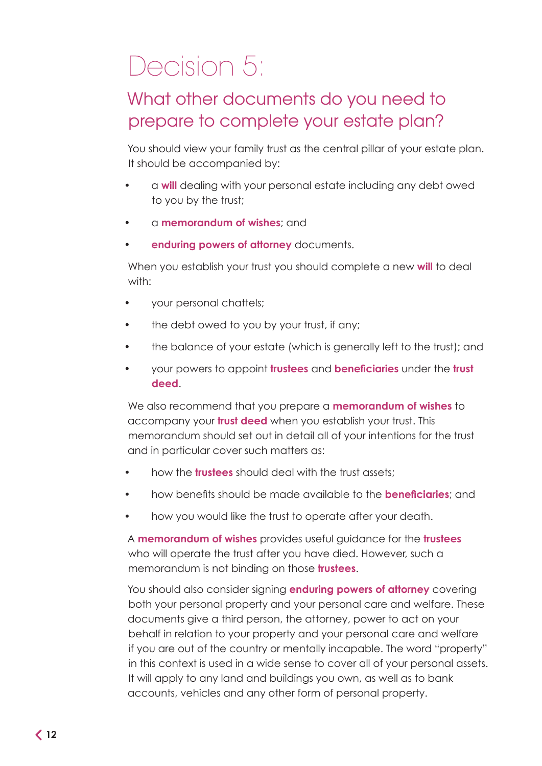# Decision 5:

## What other documents do you need to prepare to complete your estate plan?

You should view your family trust as the central pillar of your estate plan. It should be accompanied by:

- a **will** dealing with your personal estate including any debt owed to you by the trust;
- a **memorandum of wishes**; and
- **enduring powers of attorney** documents.

When you establish your trust you should complete a new **will** to deal with:

- your personal chattels;
- the debt owed to you by your trust, if any;
- the balance of your estate (which is generally left to the trust); and
- your powers to appoint **trustees** and **beneficiaries** under the **trust deed**.

We also recommend that you prepare a **memorandum of wishes** to accompany your **trust deed** when you establish your trust. This memorandum should set out in detail all of your intentions for the trust and in particular cover such matters as:

- how the **trustees** should deal with the trust assets;
- how benefits should be made available to the **beneficiaries**; and
- how you would like the trust to operate after your death.

A **memorandum of wishes** provides useful guidance for the **trustees** who will operate the trust after you have died. However, such a memorandum is not binding on those **trustees**.

You should also consider signing **enduring powers of attorney** covering both your personal property and your personal care and welfare. These documents give a third person, the attorney, power to act on your behalf in relation to your property and your personal care and welfare if you are out of the country or mentally incapable. The word "property" in this context is used in a wide sense to cover all of your personal assets. It will apply to any land and buildings you own, as well as to bank accounts, vehicles and any other form of personal property.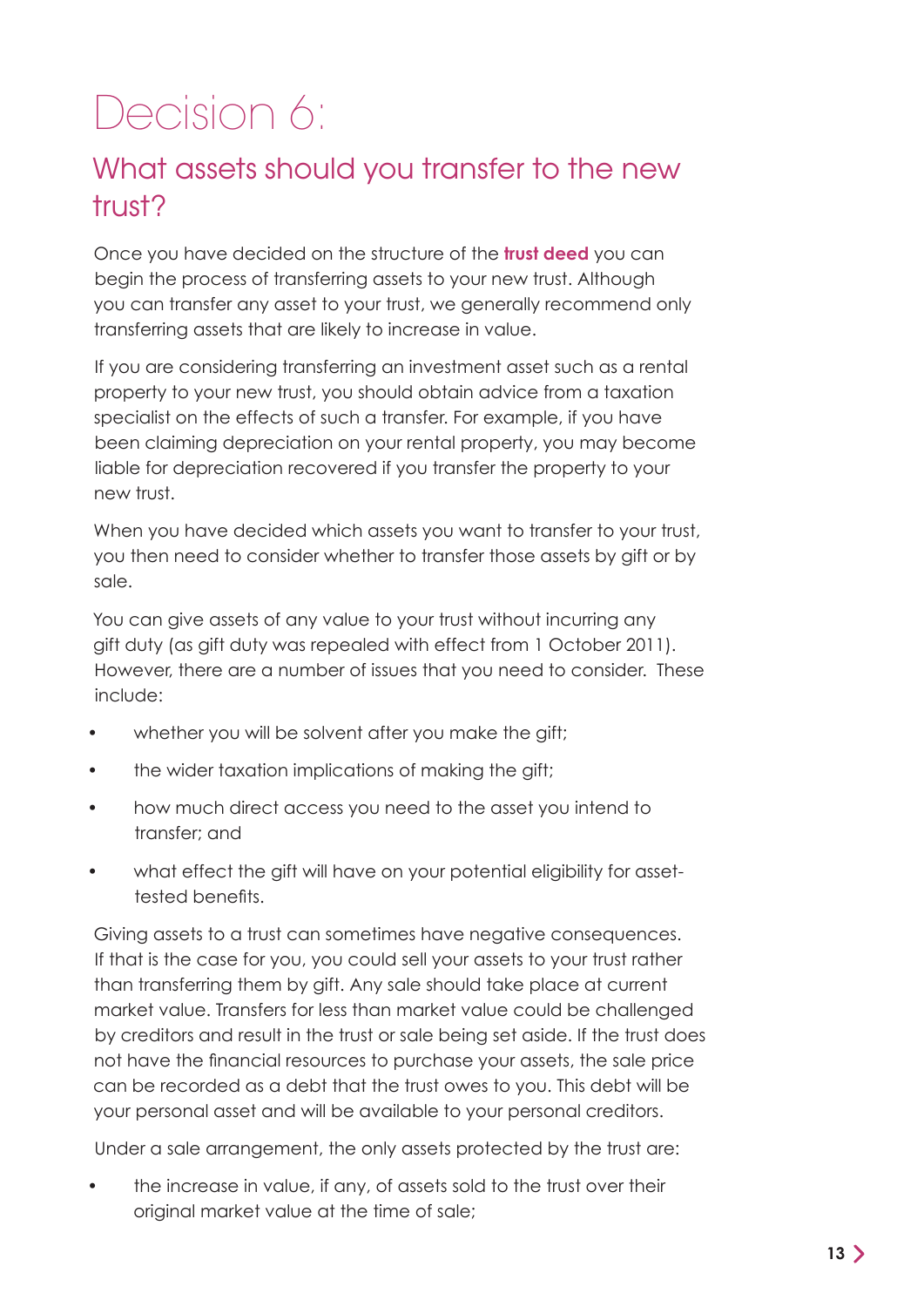# Decision 6:

## What assets should you transfer to the new trust?

Once you have decided on the structure of the **trust deed** you can begin the process of transferring assets to your new trust. Although you can transfer any asset to your trust, we generally recommend only transferring assets that are likely to increase in value.

If you are considering transferring an investment asset such as a rental property to your new trust, you should obtain advice from a taxation specialist on the effects of such a transfer. For example, if you have been claiming depreciation on your rental property, you may become liable for depreciation recovered if you transfer the property to your new trust.

When you have decided which assets you want to transfer to your trust, you then need to consider whether to transfer those assets by gift or by sale.

You can give assets of any value to your trust without incurring any gift duty (as gift duty was repealed with effect from 1 October 2011). However, there are a number of issues that you need to consider. These include:

- whether you will be solvent after you make the gift;
- the wider taxation implications of making the gift;
- how much direct access you need to the asset you intend to transfer; and
- what effect the gift will have on your potential eligibility for asset-tested benefits.

Giving assets to a trust can sometimes have negative consequences. If that is the case for you, you could sell your assets to your trust rather than transferring them by gift. Any sale should take place at current market value. Transfers for less than market value could be challenged by creditors and result in the trust or sale being set aside. If the trust does not have the financial resources to purchase your assets, the sale price can be recorded as a debt that the trust owes to you. This debt will be your personal asset and will be available to your personal creditors.

Under a sale arrangement, the only assets protected by the trust are:

- the increase in value, if any, of assets sold to the trust over their original market value at the time of sale;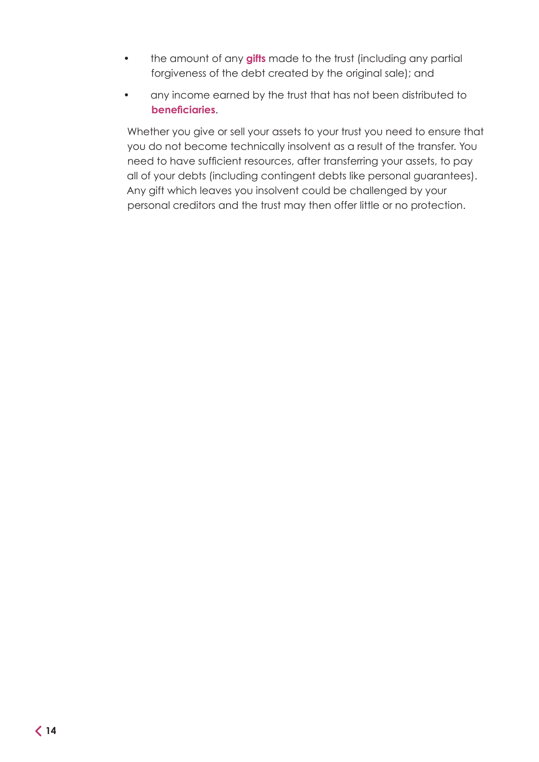- the amount of any **gifts** made to the trust (including any partial forgiveness of the debt created by the original sale); and
- any income earned by the trust that has not been distributed to **beneficiaries**.

Whether you give or sell your assets to your trust you need to ensure that you do not become technically insolvent as a result of the transfer. You need to have sufficient resources, after transferring your assets, to pay all of your debts (including contingent debts like personal guarantees). Any gift which leaves you insolvent could be challenged by your personal creditors and the trust may then offer little or no protection.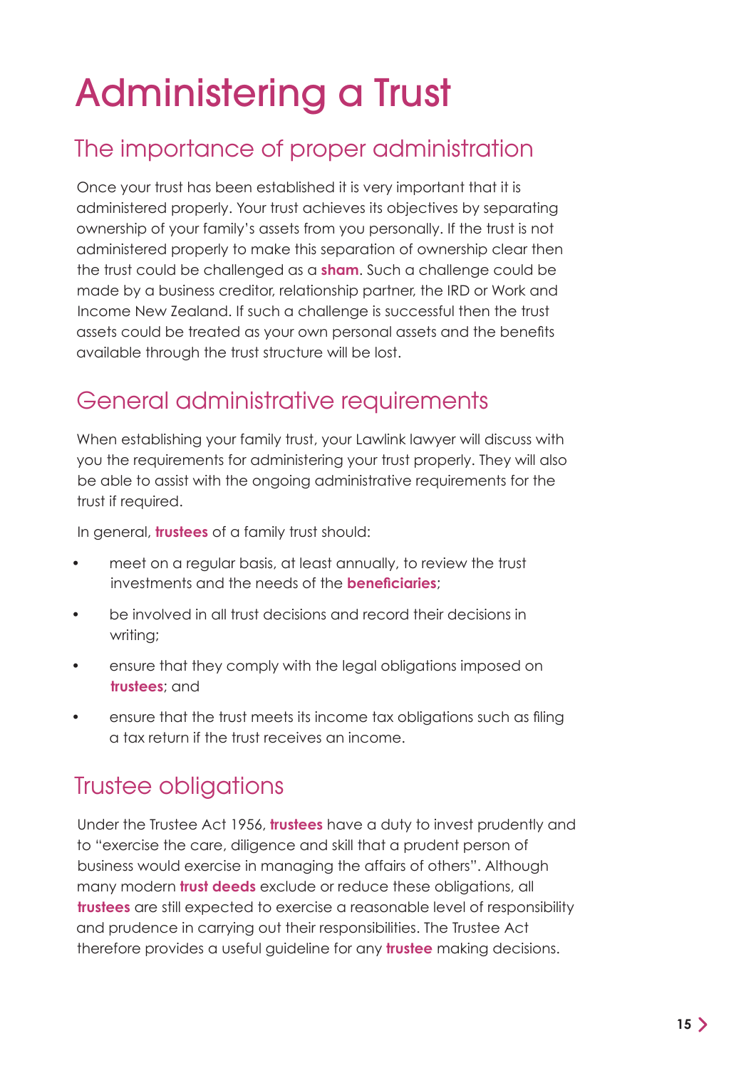# Administering a Trust

## The importance of proper administration

Once your trust has been established it is very important that it is administered properly. Your trust achieves its objectives by separating ownership of your family's assets from you personally. If the trust is not administered properly to make this separation of ownership clear then the trust could be challenged as a **sham**. Such a challenge could be made by a business creditor, relationship partner, the IRD or Work and Income New Zealand. If such a challenge is successful then the trust assets could be treated as your own personal assets and the benefits available through the trust structure will be lost.

## General administrative requirements

When establishing your family trust, your Lawlink lawyer will discuss with you the requirements for administering your trust properly. They will also be able to assist with the ongoing administrative requirements for the trust if required.

In general, **trustees** of a family trust should:

- meet on a regular basis, at least annually, to review the trust investments and the needs of the **beneficiaries**;
- be involved in all trust decisions and record their decisions in writing;
- ensure that they comply with the legal obligations imposed on **trustees**; and
- ensure that the trust meets its income tax obligations such as filing a tax return if the trust receives an income.

## Trustee obligations

Under the Trustee Act 1956, **trustees** have a duty to invest prudently and to "exercise the care, diligence and skill that a prudent person of business would exercise in managing the affairs of others". Although many modern **trust deeds** exclude or reduce these obligations, all **trustees** are still expected to exercise a reasonable level of responsibility and prudence in carrying out their responsibilities. The Trustee Act therefore provides a useful guideline for any **trustee** making decisions.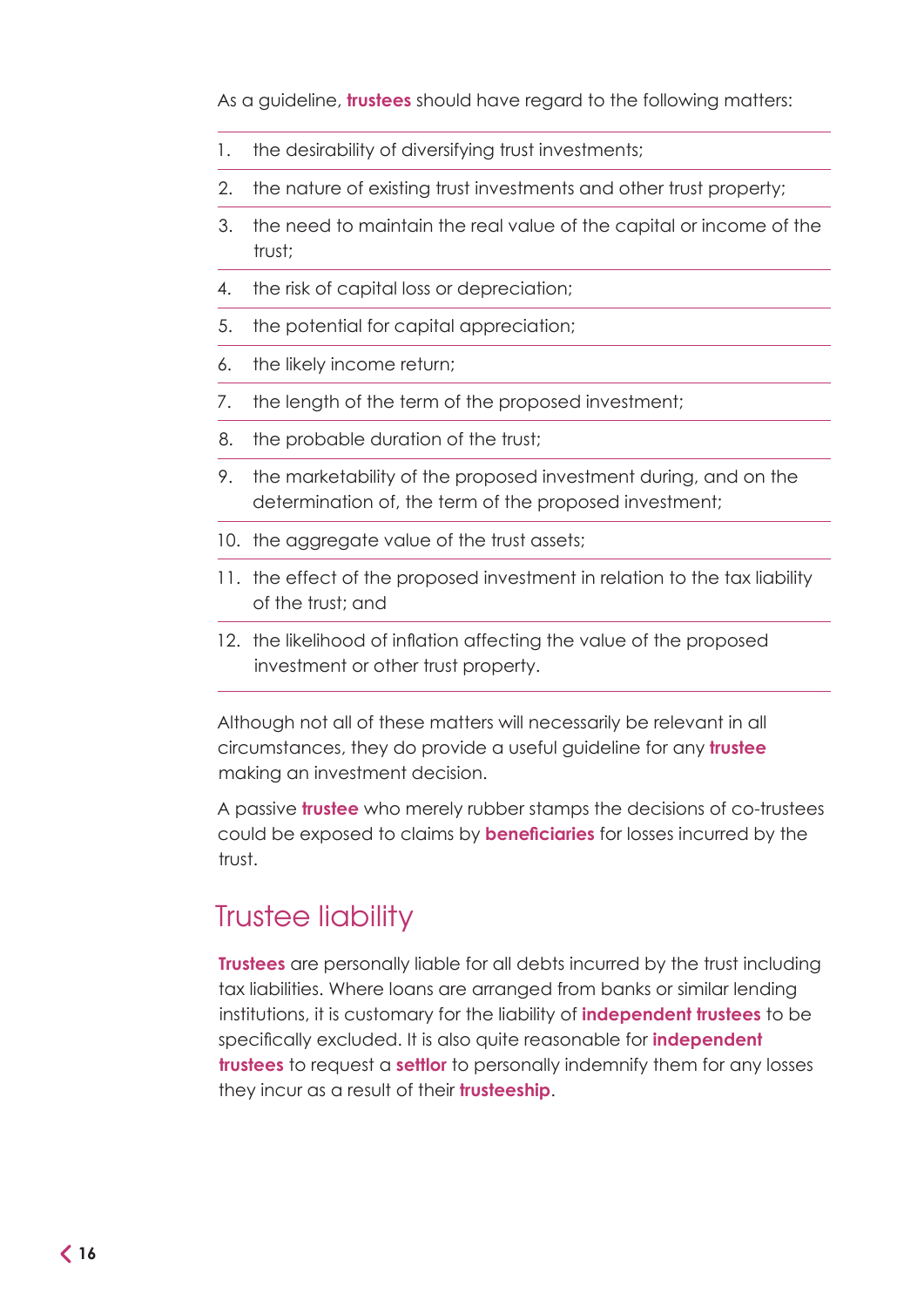As a guideline, **trustees** should have regard to the following matters:

1. the desirability of diversifying trust investments;
2. the nature of existing trust investments and other trust property;
3. the need to maintain the real value of the capital or income of the trust;
4. the risk of capital loss or depreciation;
5. the potential for capital appreciation;
6. the likely income return;
7. the length of the term of the proposed investment;
8. the probable duration of the trust;
9. the marketability of the proposed investment during, and on the determination of, the term of the proposed investment;
10. the aggregate value of the trust assets;
11. the effect of the proposed investment in relation to the tax liability of the trust; and
12. the likelihood of inflation affecting the value of the proposed investment or other trust property.

Although not all of these matters will necessarily be relevant in all circumstances, they do provide a useful guideline for any **trustee** making an investment decision.

A passive **trustee** who merely rubber stamps the decisions of co-trustees could be exposed to claims by **beneficiaries** for losses incurred by the trust.

## Trustee liability

**Trustees** are personally liable for all debts incurred by the trust including tax liabilities. Where loans are arranged from banks or similar lending institutions, it is customary for the liability of **independent trustees** to be specifically excluded. It is also quite reasonable for **independent trustees** to request a **settlor** to personally indemnify them for any losses they incur as a result of their **trusteeship**.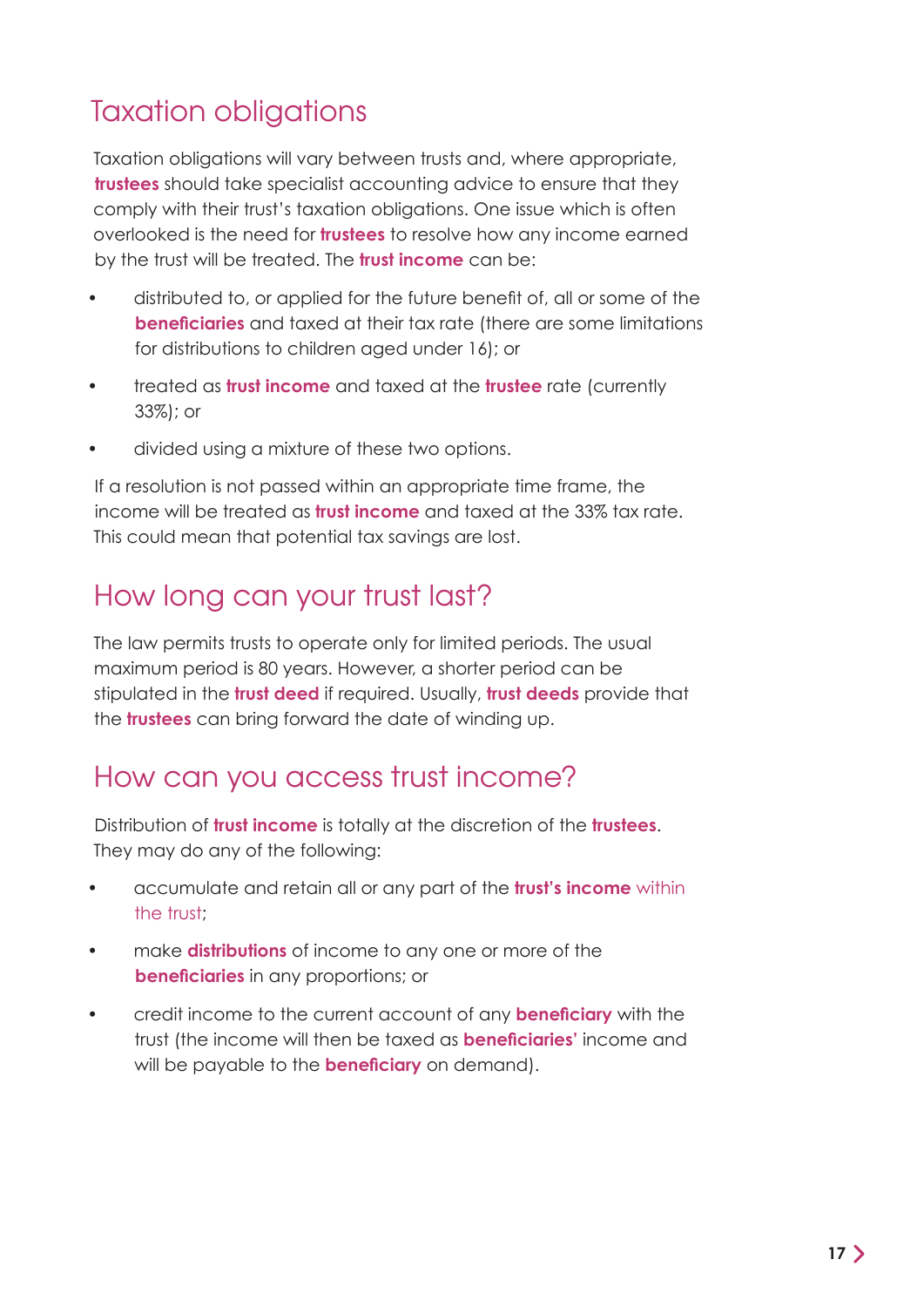## Taxation obligations

Taxation obligations will vary between trusts and, where appropriate, **trustees** should take specialist accounting advice to ensure that they comply with their trust's taxation obligations. One issue which is often overlooked is the need for **trustees** to resolve how any income earned by the trust will be treated. The **trust income** can be:

- distributed to, or applied for the future benefit of, all or some of the **beneficiaries** and taxed at their tax rate (there are some limitations for distributions to children aged under 16); or
- treated as **trust income** and taxed at the **trustee** rate (currently 33%); or
- divided using a mixture of these two options.

If a resolution is not passed within an appropriate time frame, the income will be treated as **trust income** and taxed at the 33% tax rate. This could mean that potential tax savings are lost.

## How long can your trust last?

The law permits trusts to operate only for limited periods. The usual maximum period is 80 years. However, a shorter period can be stipulated in the **trust deed** if required. Usually, **trust deeds** provide that the **trustees** can bring forward the date of winding up.

## How can you access trust income?

Distribution of **trust income** is totally at the discretion of the **trustees**. They may do any of the following:

- accumulate and retain all or any part of the **trust's income** within the trust;
- make **distributions** of income to any one or more of the **beneficiaries** in any proportions; or
- credit income to the current account of any **beneficiary** with the trust (the income will then be taxed as **beneficiaries'** income and will be payable to the **beneficiary** on demand).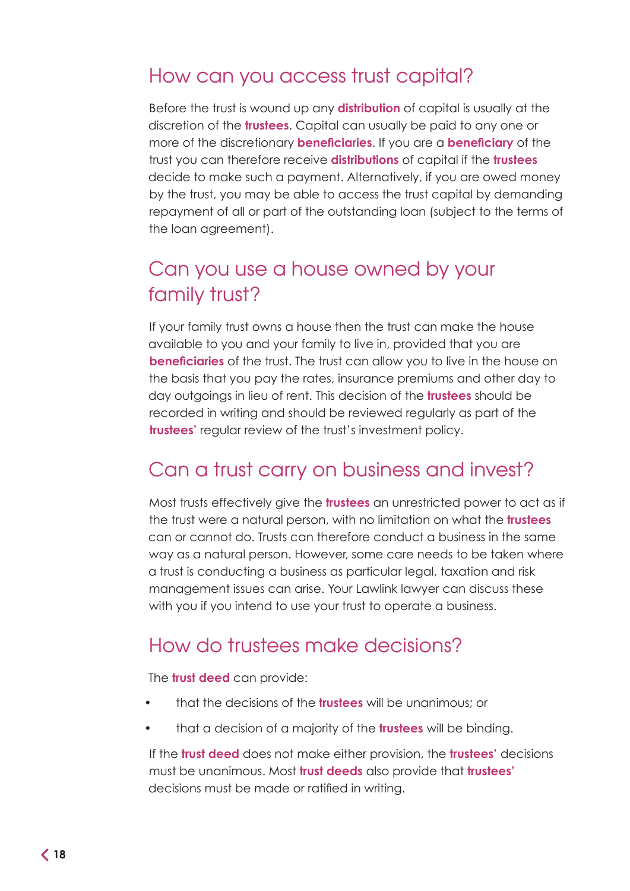## How can you access trust capital?

Before the trust is wound up any **distribution** of capital is usually at the discretion of the **trustees**. Capital can usually be paid to any one or more of the discretionary **beneficiaries**. If you are a **beneficiary** of the trust you can therefore receive **distributions** of capital if the **trustees** decide to make such a payment. Alternatively, if you are owed money by the trust, you may be able to access the trust capital by demanding repayment of all or part of the outstanding loan (subject to the terms of the loan agreement).

## Can you use a house owned by your family trust?

If your family trust owns a house then the trust can make the house available to you and your family to live in, provided that you are **beneficiaries** of the trust. The trust can allow you to live in the house on the basis that you pay the rates, insurance premiums and other day to day outgoings in lieu of rent. This decision of the **trustees** should be recorded in writing and should be reviewed regularly as part of the **trustees'** regular review of the trust's investment policy.

## Can a trust carry on business and invest?

Most trusts effectively give the **trustees** an unrestricted power to act as if the trust were a natural person, with no limitation on what the **trustees** can or cannot do. Trusts can therefore conduct a business in the same way as a natural person. However, some care needs to be taken where a trust is conducting a business as particular legal, taxation and risk management issues can arise. Your Lawlink lawyer can discuss these with you if you intend to use your trust to operate a business.

## How do trustees make decisions?

The **trust deed** can provide:

- that the decisions of the **trustees** will be unanimous; or
- that a decision of a majority of the **trustees** will be binding.

If the **trust deed** does not make either provision, the **trustees'** decisions must be unanimous. Most **trust deeds** also provide that **trustees'** decisions must be made or ratified in writing.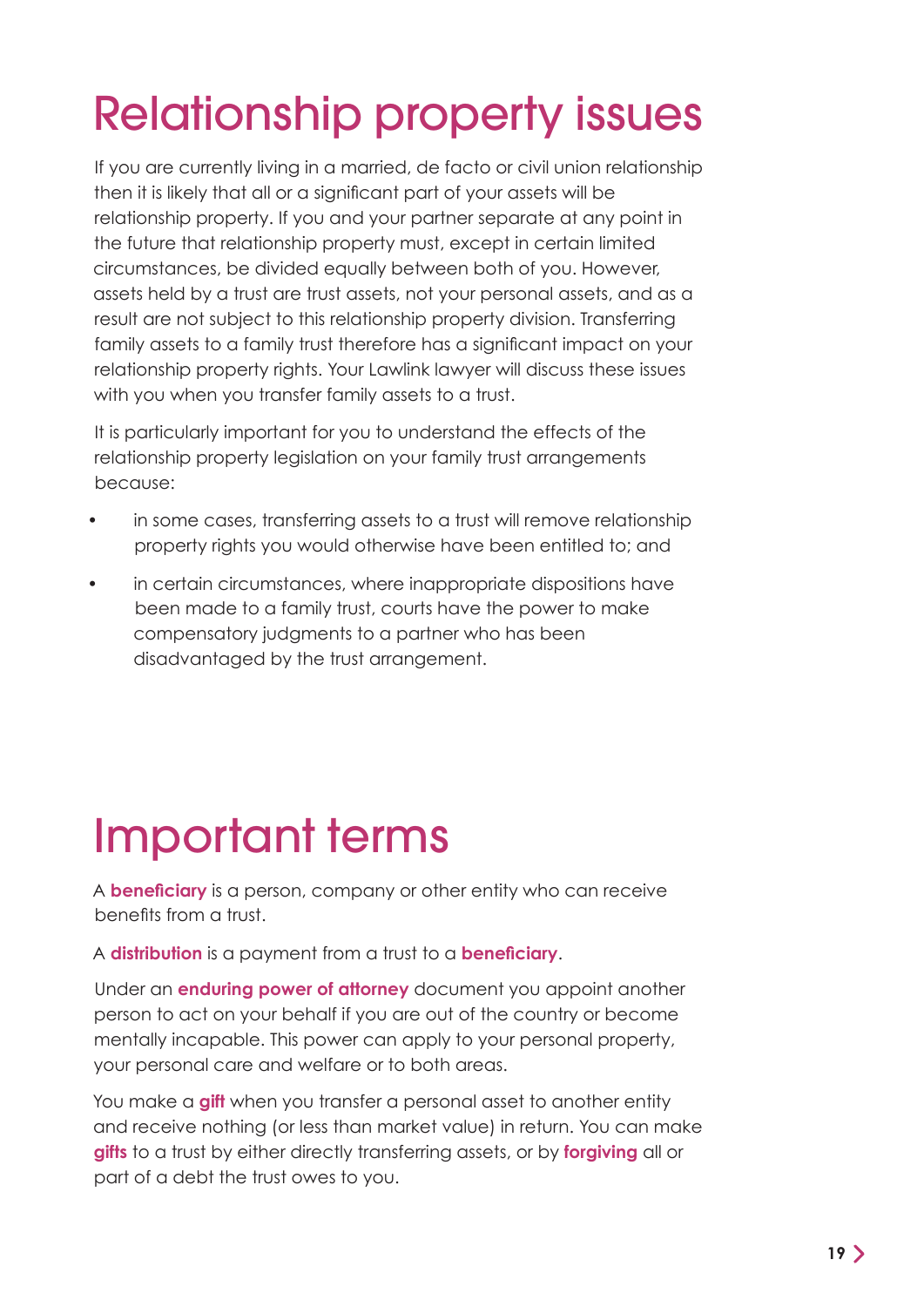# Relationship property issues

If you are currently living in a married, de facto or civil union relationship then it is likely that all or a significant part of your assets will be relationship property. If you and your partner separate at any point in the future that relationship property must, except in certain limited circumstances, be divided equally between both of you. However, assets held by a trust are trust assets, not your personal assets, and as a result are not subject to this relationship property division. Transferring family assets to a family trust therefore has a significant impact on your relationship property rights. Your Lawlink lawyer will discuss these issues with you when you transfer family assets to a trust.

It is particularly important for you to understand the effects of the relationship property legislation on your family trust arrangements because:

- in some cases, transferring assets to a trust will remove relationship property rights you would otherwise have been entitled to; and
- in certain circumstances, where inappropriate dispositions have been made to a family trust, courts have the power to make compensatory judgments to a partner who has been disadvantaged by the trust arrangement.

# Important terms

A **beneficiary** is a person, company or other entity who can receive benefits from a trust.

A **distribution** is a payment from a trust to a **beneficiary**.

Under an **enduring power of attorney** document you appoint another person to act on your behalf if you are out of the country or become mentally incapable. This power can apply to your personal property, your personal care and welfare or to both areas.

You make a **gift** when you transfer a personal asset to another entity and receive nothing (or less than market value) in return. You can make **gifts** to a trust by either directly transferring assets, or by **forgiving** all or part of a debt the trust owes to you.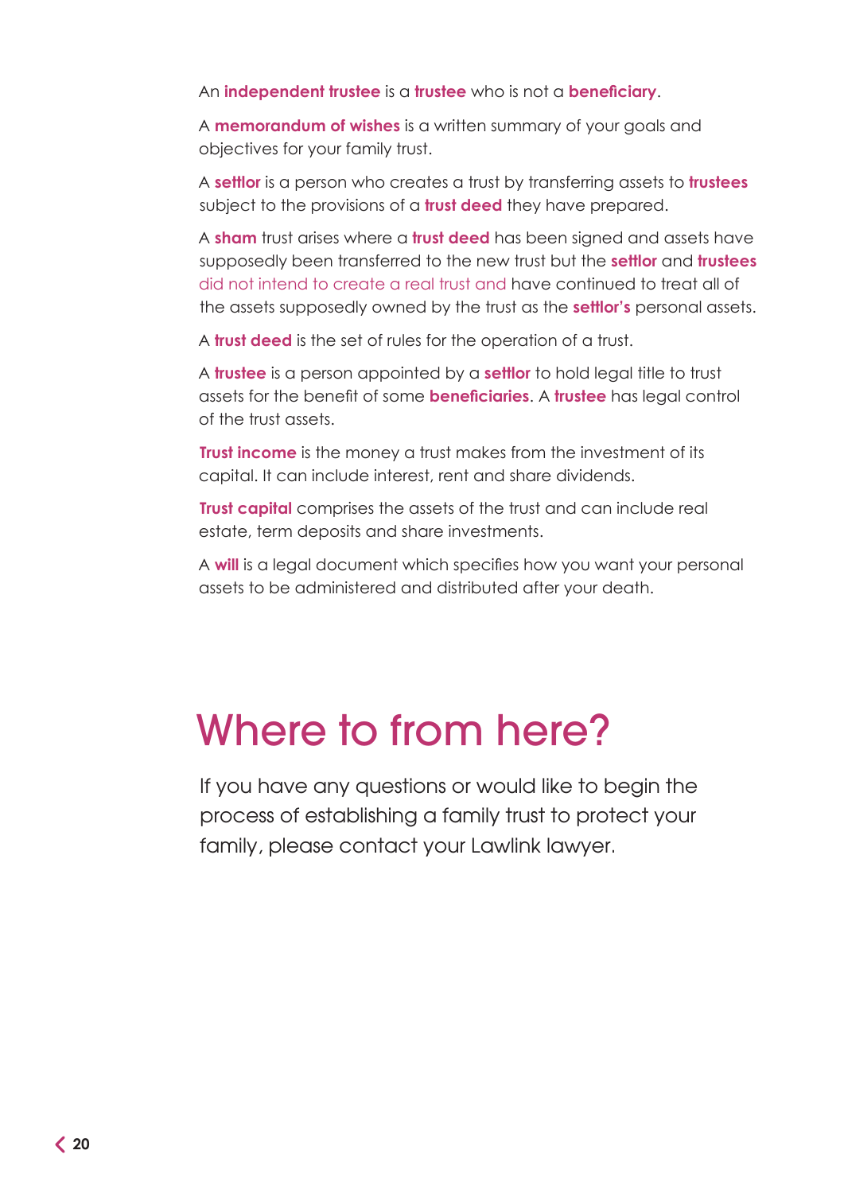An **independent trustee** is a **trustee** who is not a **beneficiary**.

A **memorandum of wishes** is a written summary of your goals and objectives for your family trust.

A **settlor** is a person who creates a trust by transferring assets to **trustees** subject to the provisions of a **trust deed** they have prepared.

A **sham** trust arises where a **trust deed** has been signed and assets have supposedly been transferred to the new trust but the **settlor** and **trustees** did not intend to create a real trust and have continued to treat all of the assets supposedly owned by the trust as the **settlor's** personal assets.

A **trust deed** is the set of rules for the operation of a trust.

A **trustee** is a person appointed by a **settlor** to hold legal title to trust assets for the benefit of some **beneficiaries**. A **trustee** has legal control of the trust assets.

**Trust income** is the money a trust makes from the investment of its capital. It can include interest, rent and share dividends.

**Trust capital** comprises the assets of the trust and can include real estate, term deposits and share investments.

A **will** is a legal document which specifies how you want your personal assets to be administered and distributed after your death.

# Where to from here?

If you have any questions or would like to begin the process of establishing a family trust to protect your family, please contact your Lawlink lawyer.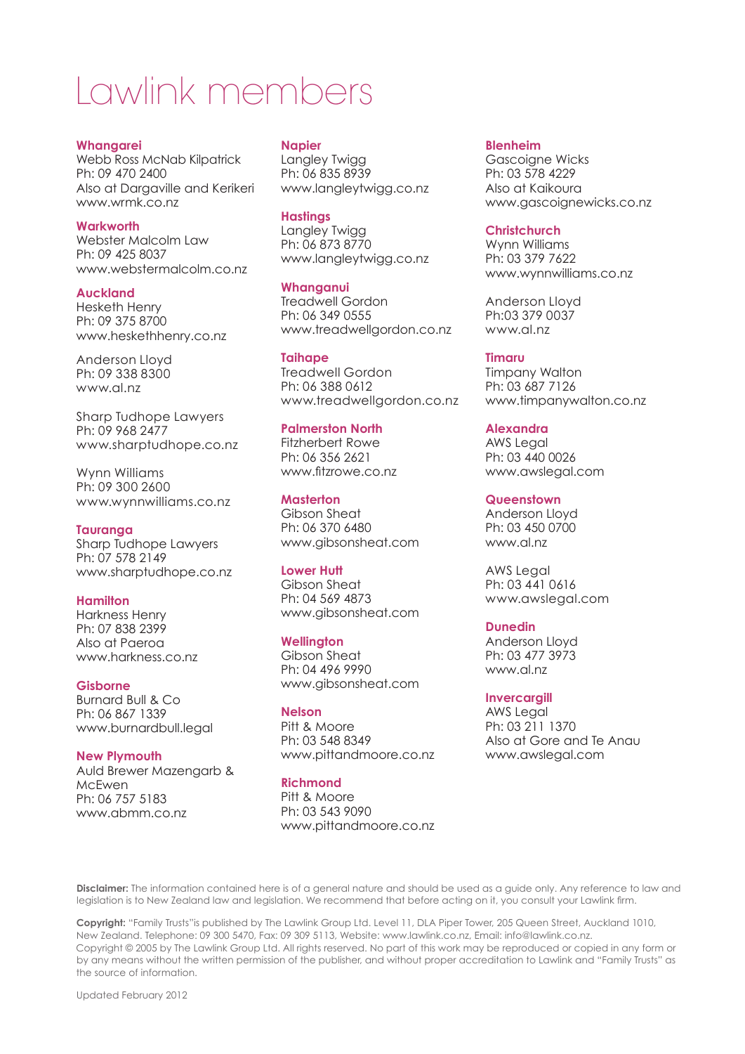# Lawlink members

**Whangarei**
Webb Ross McNab Kilpatrick
Ph: 09 470 2400
Also at Dargaville and Kerikeri
www.wrmk.co.nz

**Warkworth**
Webster Malcolm Law
Ph: 09 425 8037
www.webstermalcolm.co.nz

**Auckland**
Hesketh Henry
Ph: 09 375 8700
www.heskethhenry.co.nz

Anderson Lloyd
Ph: 09 338 8300
www.al.nz

Sharp Tudhope Lawyers
Ph: 09 968 2477
www.sharptudhope.co.nz

Wynn Williams
Ph: 09 300 2600
www.wynnwilliams.co.nz

**Tauranga**
Sharp Tudhope Lawyers
Ph: 07 578 2149
www.sharptudhope.co.nz

**Hamilton**
Harkness Henry
Ph: 07 838 2399
Also at Paeroa
www.harkness.co.nz

**Gisborne**
Burnard Bull & Co
Ph: 06 867 1339
www.burnardbull.legal

**New Plymouth**
Auld Brewer Mazengarb & McEwen
Ph: 06 757 5183
www.abmm.co.nz

**Napier**
Langley Twigg
Ph: 06 835 8939
www.langleytwigg.co.nz

**Hastings**
Langley Twigg
Ph: 06 873 8770
www.langleytwigg.co.nz

**Whanganui**
Treadwell Gordon
Ph: 06 349 0555
www.treadwellgordon.co.nz

**Taihape**
Treadwell Gordon
Ph: 06 388 0612
www.treadwellgordon.co.nz

**Palmerston North**
Fitzherbert Rowe
Ph: 06 356 2621
www.fitzrowe.co.nz

**Masterton**
Gibson Sheat
Ph: 06 370 6480
www.gibsonsheat.com

**Lower Hutt**
Gibson Sheat
Ph: 04 569 4873
www.gibsonsheat.com

**Wellington**
Gibson Sheat
Ph: 04 496 9990
www.gibsonsheat.com

**Nelson**
Pitt & Moore
Ph: 03 548 8349
www.pittandmoore.co.nz

**Richmond**
Pitt & Moore
Ph: 03 543 9090
www.pittandmoore.co.nz

**Blenheim**
Gascoigne Wicks
Ph: 03 578 4229
Also at Kaikoura
www.gascoignewicks.co.nz

**Christchurch**
Wynn Williams
Ph: 03 379 7622
www.wynnwilliams.co.nz

Anderson Lloyd
Ph:03 379 0037
www.al.nz

**Timaru**
Timpany Walton
Ph: 03 687 7126
www.timpanywalton.co.nz

**Alexandra**
AWS Legal
Ph: 03 440 0026
www.awslegal.com

**Queenstown**
Anderson Lloyd
Ph: 03 450 0700
www.al.nz

AWS Legal
Ph: 03 441 0616
www.awslegal.com

**Dunedin**
Anderson Lloyd
Ph: 03 477 3973
www.al.nz

**Invercargill**
AWS Legal
Ph: 03 211 1370
Also at Gore and Te Anau
www.awslegal.com

**Disclaimer:** The information contained here is of a general nature and should be used as a guide only. Any reference to law and legislation is to New Zealand law and legislation. We recommend that before acting on it, you consult your Lawlink firm.

**Copyright:** "Family Trusts"is published by The Lawlink Group Ltd. Level 11, DLA Piper Tower, 205 Queen Street, Auckland 1010, New Zealand. Telephone: 09 300 5470, Fax: 09 309 5113, Website: www.lawlink.co.nz, Email: info@lawlink.co.nz.
Copyright © 2005 by The Lawlink Group Ltd. All rights reserved. No part of this work may be reproduced or copied in any form or by any means without the written permission of the publisher, and without proper accreditation to Lawlink and "Family Trusts" as the source of information.

Updated February 2012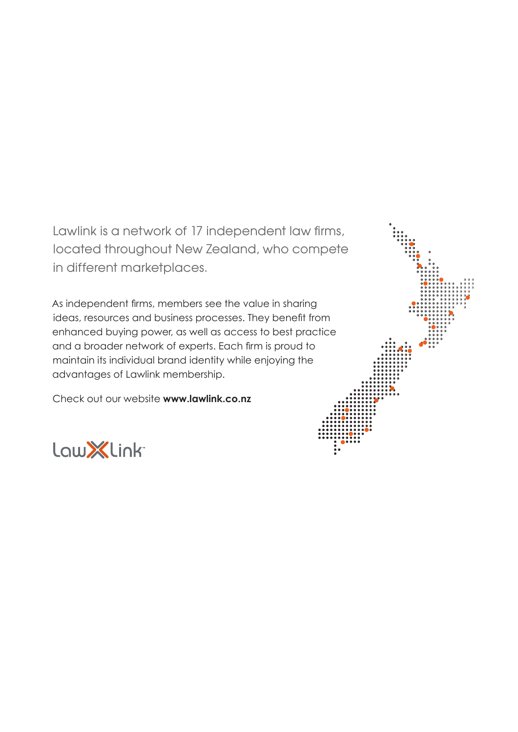Lawlink is a network of 17 independent law firms, located throughout New Zealand, who compete in different marketplaces.

As independent firms, members see the value in sharing ideas, resources and business processes. They benefit from enhanced buying power, as well as access to best practice and a broader network of experts. Each firm is proud to maintain its individual brand identity while enjoying the advantages of Lawlink membership.

Check out our website **www.lawlink.co.nz**

LawLink™